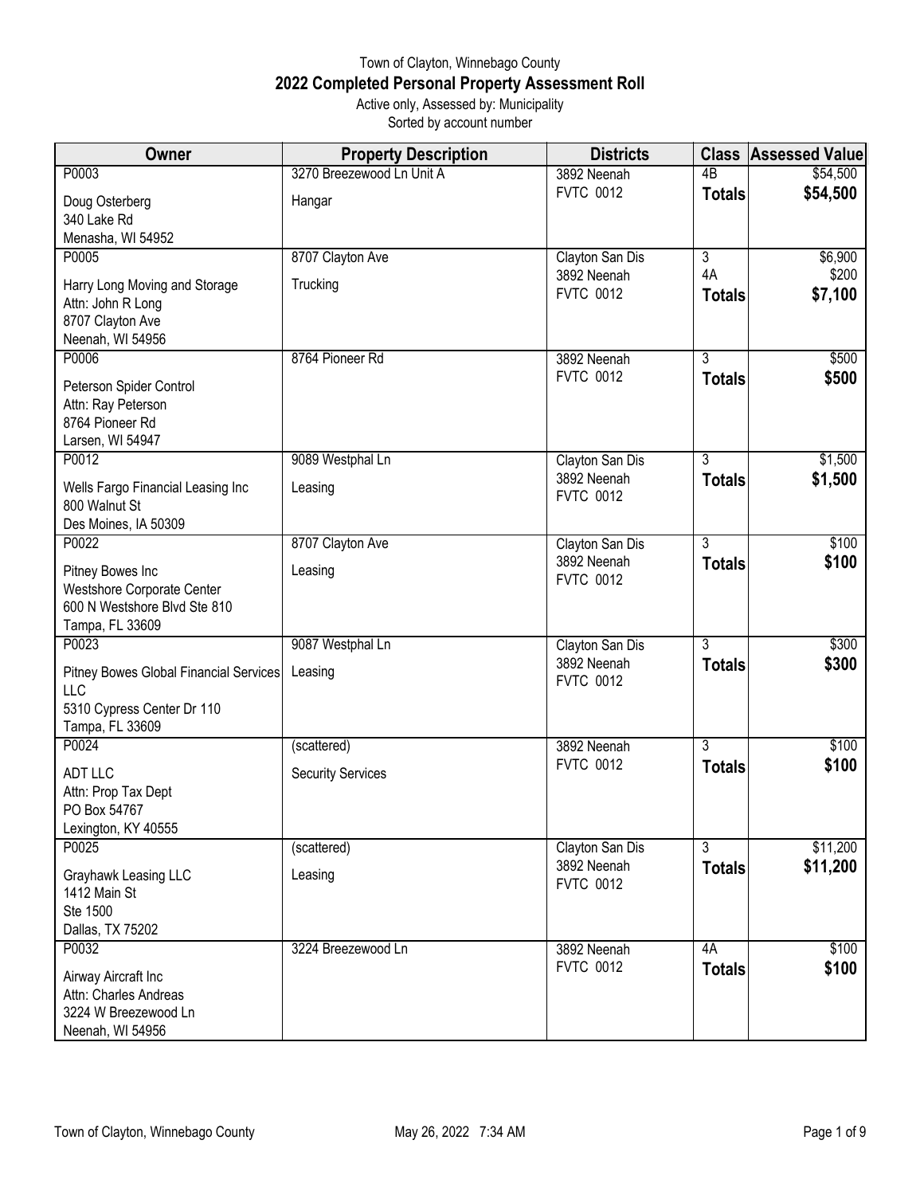# Town of Clayton, Winnebago County

## 2022 Completed Personal Property Assessment Roll

Active only, Assessed by: Municipality

Sorted by account number

| Owner | Property Description | Districts | Class | Assessed Value |
|---|---|---|---|---|
| P0003<br>Doug Osterberg<br>340 Lake Rd<br>Menasha, WI 54952 | 3270 Breezewood Ln Unit A<br>Hangar | 3892 Neenah<br>FVTC 0012 | 4B<br>**Totals** | $54,500<br>**$54,500** |
| P0005<br>Harry Long Moving and Storage<br>Attn: John R Long<br>8707 Clayton Ave<br>Neenah, WI 54956 | 8707 Clayton Ave<br>Trucking | Clayton San Dis<br>3892 Neenah<br>FVTC 0012 | 3<br>4A<br>**Totals** | $6,900<br>$200<br>**$7,100** |
| P0006<br>Peterson Spider Control<br>Attn: Ray Peterson<br>8764 Pioneer Rd<br>Larsen, WI 54947 | 8764 Pioneer Rd | 3892 Neenah<br>FVTC 0012 | 3<br>**Totals** | $500<br>**$500** |
| P0012<br>Wells Fargo Financial Leasing Inc<br>800 Walnut St<br>Des Moines, IA 50309 | 9089 Westphal Ln<br>Leasing | Clayton San Dis<br>3892 Neenah<br>FVTC 0012 | 3<br>**Totals** | $1,500<br>**$1,500** |
| P0022<br>Pitney Bowes Inc<br>Westshore Corporate Center<br>600 N Westshore Blvd Ste 810<br>Tampa, FL 33609 | 8707 Clayton Ave<br>Leasing | Clayton San Dis<br>3892 Neenah<br>FVTC 0012 | 3<br>**Totals** | $100<br>**$100** |
| P0023<br>Pitney Bowes Global Financial Services LLC<br>5310 Cypress Center Dr 110<br>Tampa, FL 33609 | 9087 Westphal Ln<br>Leasing | Clayton San Dis<br>3892 Neenah<br>FVTC 0012 | 3<br>**Totals** | $300<br>**$300** |
| P0024<br>ADT LLC<br>Attn: Prop Tax Dept<br>PO Box 54767<br>Lexington, KY 40555 | (scattered)<br>Security Services | 3892 Neenah<br>FVTC 0012 | 3<br>**Totals** | $100<br>**$100** |
| P0025<br>Grayhawk Leasing LLC<br>1412 Main St<br>Ste 1500<br>Dallas, TX 75202 | (scattered)<br>Leasing | Clayton San Dis<br>3892 Neenah<br>FVTC 0012 | 3<br>**Totals** | $11,200<br>**$11,200** |
| P0032<br>Airway Aircraft Inc<br>Attn: Charles Andreas<br>3224 W Breezewood Ln<br>Neenah, WI 54956 | 3224 Breezewood Ln | 3892 Neenah<br>FVTC 0012 | 4A<br>**Totals** | $100<br>**$100** |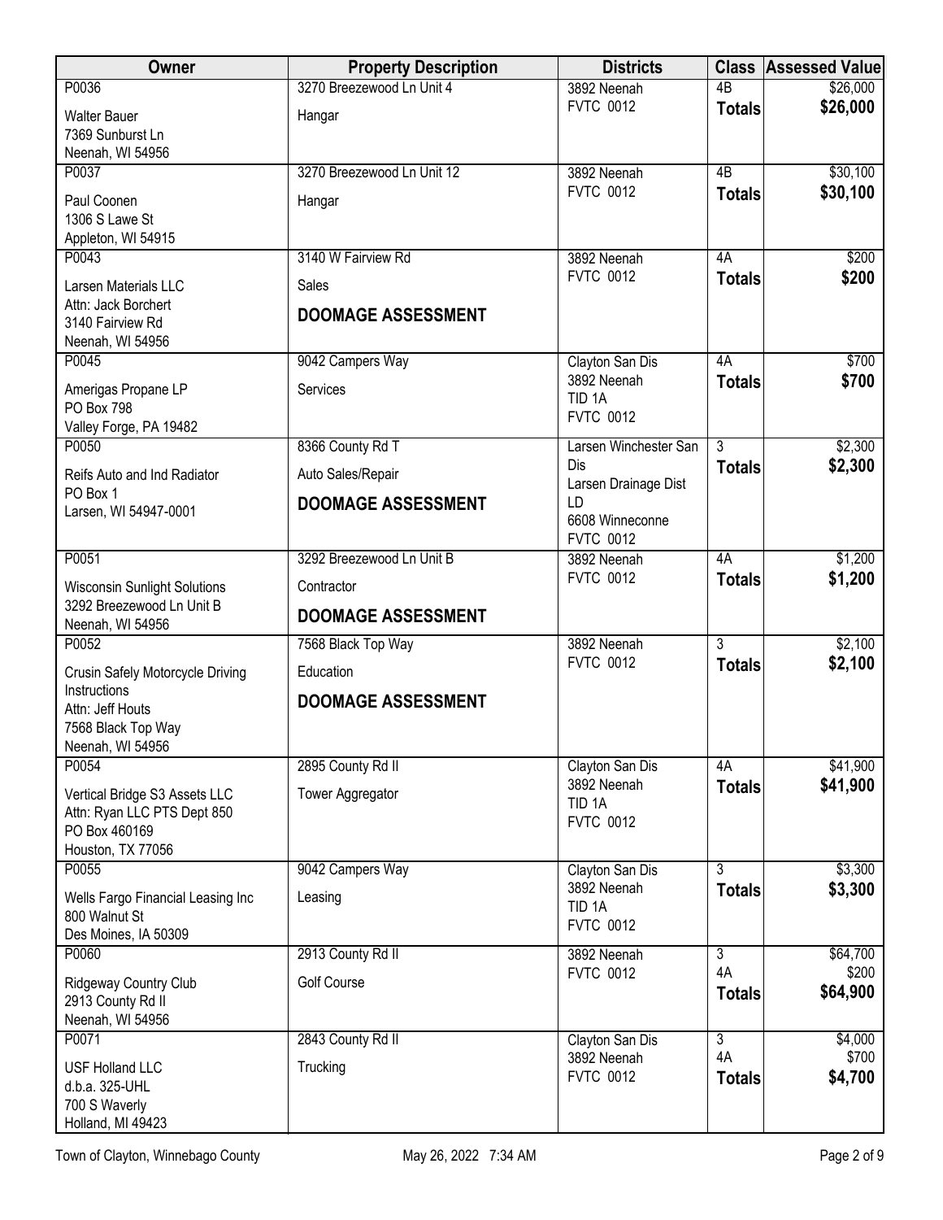| Owner | Property Description | Districts | Class | Assessed Value |
|---|---|---|---|---|
| P0036<br>Walter Bauer<br>7369 Sunburst Ln<br>Neenah, WI 54956 | 3270 Breezewood Ln Unit 4<br>Hangar | 3892 Neenah<br>FVTC 0012 | 4B<br>**Totals** | $26,000<br>**$26,000** |
| P0037<br>Paul Coonen<br>1306 S Lawe St<br>Appleton, WI 54915 | 3270 Breezewood Ln Unit 12<br>Hangar | 3892 Neenah<br>FVTC 0012 | 4B<br>**Totals** | $30,100<br>**$30,100** |
| P0043<br>Larsen Materials LLC<br>Attn: Jack Borchert<br>3140 Fairview Rd<br>Neenah, WI 54956 | 3140 W Fairview Rd<br>Sales<br>**DOOMAGE ASSESSMENT** | 3892 Neenah<br>FVTC 0012 | 4A<br>**Totals** | $200<br>**$200** |
| P0045<br>Amerigas Propane LP<br>PO Box 798<br>Valley Forge, PA 19482 | 9042 Campers Way<br>Services | Clayton San Dis<br>3892 Neenah<br>TID 1A<br>FVTC 0012 | 4A<br>**Totals** | $700<br>**$700** |
| P0050<br>Reifs Auto and Ind Radiator<br>PO Box 1<br>Larsen, WI 54947-0001 | 8366 County Rd T<br>Auto Sales/Repair<br>**DOOMAGE ASSESSMENT** | Larsen Winchester San Dis<br>Larsen Drainage Dist LD<br>6608 Winneconne<br>FVTC 0012 | 3<br>**Totals** | $2,300<br>**$2,300** |
| P0051<br>Wisconsin Sunlight Solutions<br>3292 Breezewood Ln Unit B<br>Neenah, WI 54956 | 3292 Breezewood Ln Unit B<br>Contractor<br>**DOOMAGE ASSESSMENT** | 3892 Neenah<br>FVTC 0012 | 4A<br>**Totals** | $1,200<br>**$1,200** |
| P0052<br>Crusin Safely Motorcycle Driving Instructions<br>Attn: Jeff Houts<br>7568 Black Top Way<br>Neenah, WI 54956 | 7568 Black Top Way<br>Education<br>**DOOMAGE ASSESSMENT** | 3892 Neenah<br>FVTC 0012 | 3<br>**Totals** | $2,100<br>**$2,100** |
| P0054<br>Vertical Bridge S3 Assets LLC<br>Attn: Ryan LLC PTS Dept 850<br>PO Box 460169<br>Houston, TX 77056 | 2895 County Rd II<br>Tower Aggregator | Clayton San Dis<br>3892 Neenah<br>TID 1A<br>FVTC 0012 | 4A<br>**Totals** | $41,900<br>**$41,900** |
| P0055<br>Wells Fargo Financial Leasing Inc<br>800 Walnut St<br>Des Moines, IA 50309 | 9042 Campers Way<br>Leasing | Clayton San Dis<br>3892 Neenah<br>TID 1A<br>FVTC 0012 | 3<br>**Totals** | $3,300<br>**$3,300** |
| P0060<br>Ridgeway Country Club<br>2913 County Rd II<br>Neenah, WI 54956 | 2913 County Rd II<br>Golf Course | 3892 Neenah<br>FVTC 0012 | 3<br>4A<br>**Totals** | $64,700<br>$200<br>**$64,900** |
| P0071<br>USF Holland LLC<br>d.b.a. 325-UHL<br>700 S Waverly<br>Holland, MI 49423 | 2843 County Rd II<br>Trucking | Clayton San Dis<br>3892 Neenah<br>FVTC 0012 | 3<br>4A<br>**Totals** | $4,000<br>$700<br>**$4,700** |

Town of Clayton, Winnebago County May 26, 2022 7:34 AM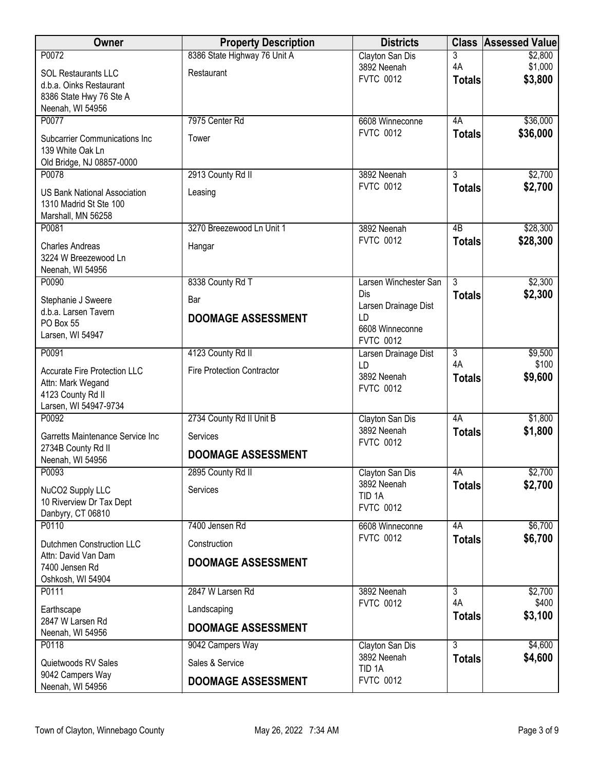| Owner | Property Description | Districts | Class | Assessed Value |
|---|---|---|---|---|
| P0072<br>SOL Restaurants LLC<br>d.b.a. Oinks Restaurant<br>8386 State Hwy 76 Ste A<br>Neenah, WI 54956 | 8386 State Highway 76 Unit A<br>Restaurant | Clayton San Dis<br>3892 Neenah<br>FVTC 0012 | 3<br>4A<br>**Totals** | $2,800<br>$1,000<br>**$3,800** |
| P0077<br>Subcarrier Communications Inc<br>139 White Oak Ln<br>Old Bridge, NJ 08857-0000 | 7975 Center Rd<br>Tower | 6608 Winneconne<br>FVTC 0012 | 4A<br>**Totals** | $36,000<br>**$36,000** |
| P0078<br>US Bank National Association<br>1310 Madrid St Ste 100<br>Marshall, MN 56258 | 2913 County Rd II<br>Leasing | 3892 Neenah<br>FVTC 0012 | 3<br>**Totals** | $2,700<br>**$2,700** |
| P0081<br>Charles Andreas<br>3224 W Breezewood Ln<br>Neenah, WI 54956 | 3270 Breezewood Ln Unit 1<br>Hangar | 3892 Neenah<br>FVTC 0012 | 4B<br>**Totals** | $28,300<br>**$28,300** |
| P0090<br>Stephanie J Sweere<br>d.b.a. Larsen Tavern<br>PO Box 55<br>Larsen, WI 54947 | 8338 County Rd T<br>Bar<br>**DOOMAGE ASSESSMENT** | Larsen Winchester San Dis<br>Larsen Drainage Dist LD<br>6608 Winneconne<br>FVTC 0012 | 3<br>**Totals** | $2,300<br>**$2,300** |
| P0091<br>Accurate Fire Protection LLC<br>Attn: Mark Wegand<br>4123 County Rd II<br>Larsen, WI 54947-9734 | 4123 County Rd II<br>Fire Protection Contractor | Larsen Drainage Dist LD<br>3892 Neenah<br>FVTC 0012 | 3<br>4A<br>**Totals** | $9,500<br>$100<br>**$9,600** |
| P0092<br>Garretts Maintenance Service Inc<br>2734B County Rd II<br>Neenah, WI 54956 | 2734 County Rd II Unit B<br>Services<br>**DOOMAGE ASSESSMENT** | Clayton San Dis<br>3892 Neenah<br>FVTC 0012 | 4A<br>**Totals** | $1,800<br>**$1,800** |
| P0093<br>NuCO2 Supply LLC<br>10 Riverview Dr Tax Dept<br>Danbyry, CT 06810 | 2895 County Rd II<br>Services | Clayton San Dis<br>3892 Neenah<br>TID 1A<br>FVTC 0012 | 4A<br>**Totals** | $2,700<br>**$2,700** |
| P0110<br>Dutchmen Construction LLC<br>Attn: David Van Dam<br>7400 Jensen Rd<br>Oshkosh, WI 54904 | 7400 Jensen Rd<br>Construction<br>**DOOMAGE ASSESSMENT** | 6608 Winneconne<br>FVTC 0012 | 4A<br>**Totals** | $6,700<br>**$6,700** |
| P0111<br>Earthscape<br>2847 W Larsen Rd<br>Neenah, WI 54956 | 2847 W Larsen Rd<br>Landscaping<br>**DOOMAGE ASSESSMENT** | 3892 Neenah<br>FVTC 0012 | 3<br>4A<br>**Totals** | $2,700<br>$400<br>**$3,100** |
| P0118<br>Quietwoods RV Sales<br>9042 Campers Way<br>Neenah, WI 54956 | 9042 Campers Way<br>Sales & Service<br>**DOOMAGE ASSESSMENT** | Clayton San Dis<br>3892 Neenah<br>TID 1A<br>FVTC 0012 | 3<br>**Totals** | $4,600<br>**$4,600** |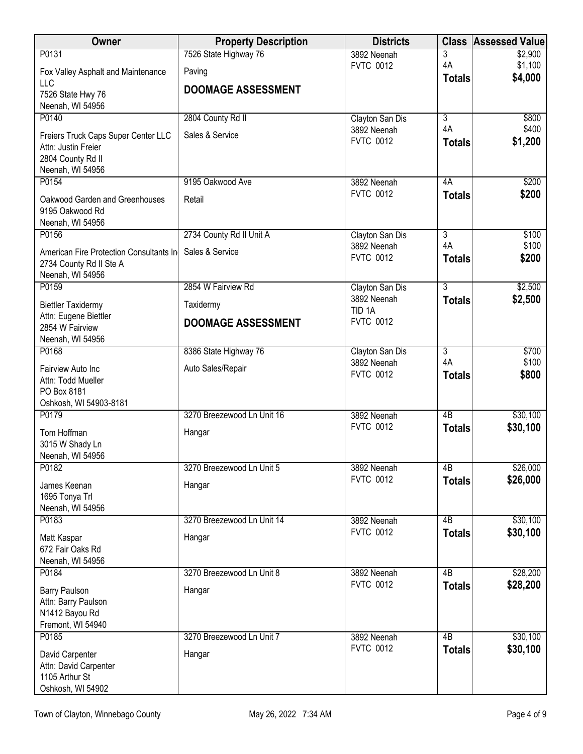| Owner | Property Description | Districts | Class | Assessed Value |
|---|---|---|---|---|
| P0131<br>Fox Valley Asphalt and Maintenance LLC<br>7526 State Hwy 76<br>Neenah, WI 54956 | 7526 State Highway 76<br>Paving<br>**DOOMAGE ASSESSMENT** | 3892 Neenah<br>FVTC 0012 | 3<br>4A<br>**Totals** | $2,900<br>$1,100<br>**$4,000** |
| P0140<br>Freiers Truck Caps Super Center LLC<br>Attn: Justin Freier<br>2804 County Rd II<br>Neenah, WI 54956 | 2804 County Rd II<br>Sales & Service | Clayton San Dis<br>3892 Neenah<br>FVTC 0012 | 3<br>4A<br>**Totals** | $800<br>$400<br>**$1,200** |
| P0154<br>Oakwood Garden and Greenhouses<br>9195 Oakwood Rd<br>Neenah, WI 54956 | 9195 Oakwood Ave<br>Retail | 3892 Neenah<br>FVTC 0012 | 4A<br>**Totals** | $200<br>**$200** |
| P0156<br>American Fire Protection Consultants In<br>2734 County Rd II Ste A<br>Neenah, WI 54956 | 2734 County Rd II Unit A<br>Sales & Service | Clayton San Dis<br>3892 Neenah<br>FVTC 0012 | 3<br>4A<br>**Totals** | $100<br>$100<br>**$200** |
| P0159<br>Biettler Taxidermy<br>Attn: Eugene Biettler<br>2854 W Fairview<br>Neenah, WI 54956 | 2854 W Fairview Rd<br>Taxidermy<br>**DOOMAGE ASSESSMENT** | Clayton San Dis<br>3892 Neenah<br>TID 1A<br>FVTC 0012 | 3<br>**Totals** | $2,500<br>**$2,500** |
| P0168<br>Fairview Auto Inc<br>Attn: Todd Mueller<br>PO Box 8181<br>Oshkosh, WI 54903-8181 | 8386 State Highway 76<br>Auto Sales/Repair | Clayton San Dis<br>3892 Neenah<br>FVTC 0012 | 3<br>4A<br>**Totals** | $700<br>$100<br>**$800** |
| P0179<br>Tom Hoffman<br>3015 W Shady Ln<br>Neenah, WI 54956 | 3270 Breezewood Ln Unit 16<br>Hangar | 3892 Neenah<br>FVTC 0012 | 4B<br>**Totals** | $30,100<br>**$30,100** |
| P0182<br>James Keenan<br>1695 Tonya Trl<br>Neenah, WI 54956 | 3270 Breezewood Ln Unit 5<br>Hangar | 3892 Neenah<br>FVTC 0012 | 4B<br>**Totals** | $26,000<br>**$26,000** |
| P0183<br>Matt Kaspar<br>672 Fair Oaks Rd<br>Neenah, WI 54956 | 3270 Breezewood Ln Unit 14<br>Hangar | 3892 Neenah<br>FVTC 0012 | 4B<br>**Totals** | $30,100<br>**$30,100** |
| P0184<br>Barry Paulson<br>Attn: Barry Paulson<br>N1412 Bayou Rd<br>Fremont, WI 54940 | 3270 Breezewood Ln Unit 8<br>Hangar | 3892 Neenah<br>FVTC 0012 | 4B<br>**Totals** | $28,200<br>**$28,200** |
| P0185<br>David Carpenter<br>Attn: David Carpenter<br>1105 Arthur St<br>Oshkosh, WI 54902 | 3270 Breezewood Ln Unit 7<br>Hangar | 3892 Neenah<br>FVTC 0012 | 4B<br>**Totals** | $30,100<br>**$30,100** |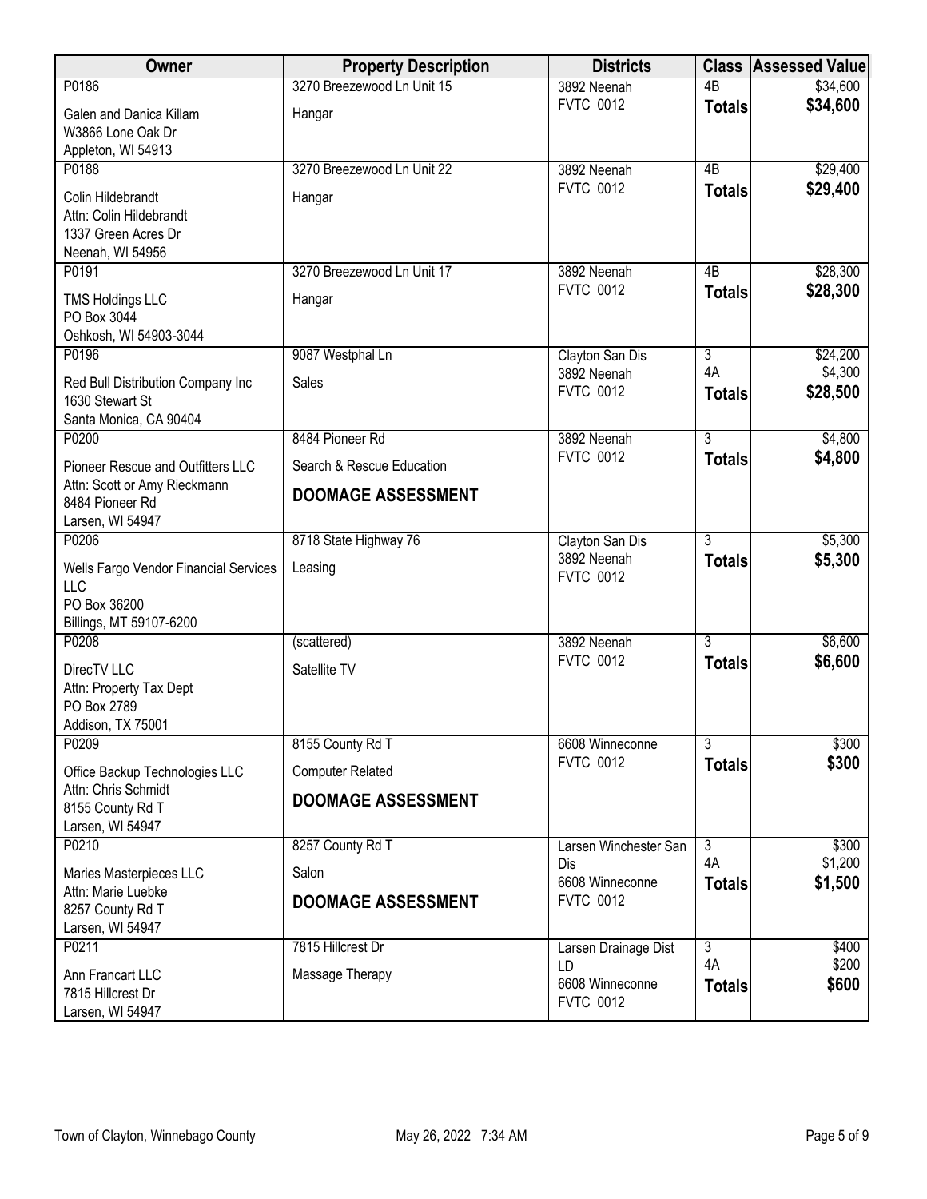| Owner | Property Description | Districts | Class | Assessed Value |
|---|---|---|---|---|
| P0186<br>Galen and Danica Killam<br>W3866 Lone Oak Dr<br>Appleton, WI 54913 | 3270 Breezewood Ln Unit 15<br>Hangar | 3892 Neenah<br>FVTC 0012 | 4B<br>**Totals** | $34,600<br>**$34,600** |
| P0188<br>Colin Hildebrandt<br>Attn: Colin Hildebrandt<br>1337 Green Acres Dr<br>Neenah, WI 54956 | 3270 Breezewood Ln Unit 22<br>Hangar | 3892 Neenah<br>FVTC 0012 | 4B<br>**Totals** | $29,400<br>**$29,400** |
| P0191<br>TMS Holdings LLC<br>PO Box 3044<br>Oshkosh, WI 54903-3044 | 3270 Breezewood Ln Unit 17<br>Hangar | 3892 Neenah<br>FVTC 0012 | 4B<br>**Totals** | $28,300<br>**$28,300** |
| P0196<br>Red Bull Distribution Company Inc<br>1630 Stewart St<br>Santa Monica, CA 90404 | 9087 Westphal Ln<br>Sales | Clayton San Dis<br>3892 Neenah<br>FVTC 0012 | 3<br>4A<br>**Totals** | $24,200<br>$4,300<br>**$28,500** |
| P0200<br>Pioneer Rescue and Outfitters LLC<br>Attn: Scott or Amy Rieckmann<br>8484 Pioneer Rd<br>Larsen, WI 54947 | 8484 Pioneer Rd<br>Search & Rescue Education<br>**DOOMAGE ASSESSMENT** | 3892 Neenah<br>FVTC 0012 | 3<br>**Totals** | $4,800<br>**$4,800** |
| P0206<br>Wells Fargo Vendor Financial Services LLC<br>PO Box 36200<br>Billings, MT 59107-6200 | 8718 State Highway 76<br>Leasing | Clayton San Dis<br>3892 Neenah<br>FVTC 0012 | 3<br>**Totals** | $5,300<br>**$5,300** |
| P0208<br>DirecTV LLC<br>Attn: Property Tax Dept<br>PO Box 2789<br>Addison, TX 75001 | (scattered)<br>Satellite TV | 3892 Neenah<br>FVTC 0012 | 3<br>**Totals** | $6,600<br>**$6,600** |
| P0209<br>Office Backup Technologies LLC<br>Attn: Chris Schmidt<br>8155 County Rd T<br>Larsen, WI 54947 | 8155 County Rd T<br>Computer Related<br>**DOOMAGE ASSESSMENT** | 6608 Winneconne<br>FVTC 0012 | 3<br>**Totals** | $300<br>**$300** |
| P0210<br>Maries Masterpieces LLC<br>Attn: Marie Luebke<br>8257 County Rd T<br>Larsen, WI 54947 | 8257 County Rd T<br>Salon<br>**DOOMAGE ASSESSMENT** | Larsen Winchester San Dis<br>6608 Winneconne<br>FVTC 0012 | 3<br>4A<br>**Totals** | $300<br>$1,200<br>**$1,500** |
| P0211<br>Ann Francart LLC<br>7815 Hillcrest Dr<br>Larsen, WI 54947 | 7815 Hillcrest Dr<br>Massage Therapy | Larsen Drainage Dist LD<br>6608 Winneconne<br>FVTC 0012 | 3<br>4A<br>**Totals** | $400<br>$200<br>**$600** |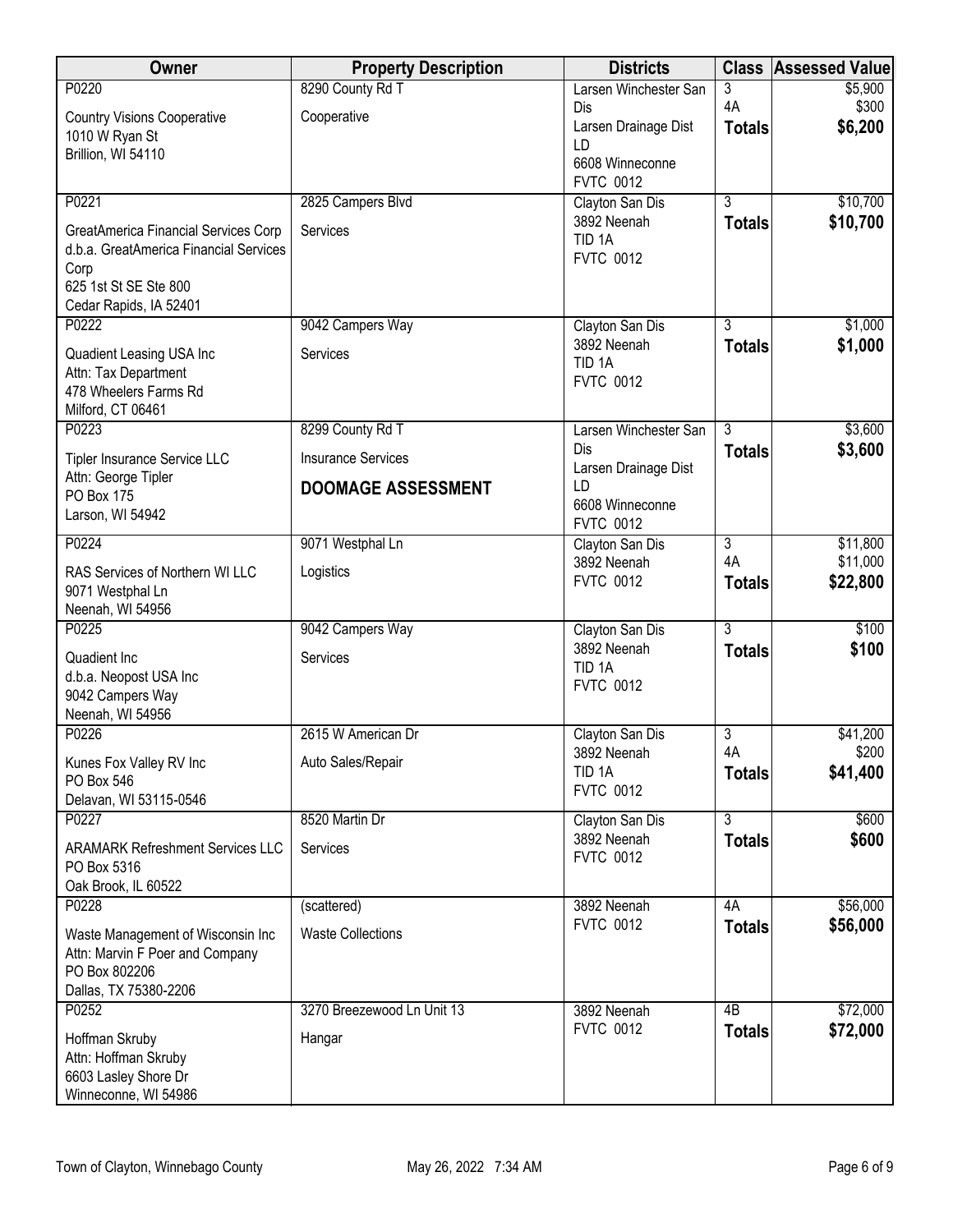| Owner | Property Description | Districts | Class | Assessed Value |
|---|---|---|---|---|
| P0220<br>Country Visions Cooperative<br>1010 W Ryan St<br>Brillion, WI 54110 | 8290 County Rd T<br>Cooperative | Larsen Winchester San Dis<br>Larsen Drainage Dist LD<br>6608 Winneconne<br>FVTC 0012 | 3<br>4A<br>**Totals** | $5,900<br>$300<br>**$6,200** |
| P0221<br>GreatAmerica Financial Services Corp<br>d.b.a. GreatAmerica Financial Services Corp<br>625 1st St SE Ste 800<br>Cedar Rapids, IA 52401 | 2825 Campers Blvd<br>Services | Clayton San Dis<br>3892 Neenah<br>TID 1A<br>FVTC 0012 | 3<br>**Totals** | $10,700<br>**$10,700** |
| P0222<br>Quadient Leasing USA Inc<br>Attn: Tax Department<br>478 Wheelers Farms Rd<br>Milford, CT 06461 | 9042 Campers Way<br>Services | Clayton San Dis<br>3892 Neenah<br>TID 1A<br>FVTC 0012 | 3<br>**Totals** | $1,000<br>**$1,000** |
| P0223<br>Tipler Insurance Service LLC<br>Attn: George Tipler<br>PO Box 175<br>Larson, WI 54942 | 8299 County Rd T<br>Insurance Services<br>**DOOMAGE ASSESSMENT** | Larsen Winchester San Dis<br>Larsen Drainage Dist LD<br>6608 Winneconne<br>FVTC 0012 | 3<br>**Totals** | $3,600<br>**$3,600** |
| P0224<br>RAS Services of Northern WI LLC<br>9071 Westphal Ln<br>Neenah, WI 54956 | 9071 Westphal Ln<br>Logistics | Clayton San Dis<br>3892 Neenah<br>FVTC 0012 | 3<br>4A<br>**Totals** | $11,800<br>$11,000<br>**$22,800** |
| P0225<br>Quadient Inc<br>d.b.a. Neopost USA Inc<br>9042 Campers Way<br>Neenah, WI 54956 | 9042 Campers Way<br>Services | Clayton San Dis<br>3892 Neenah<br>TID 1A<br>FVTC 0012 | 3<br>**Totals** | $100<br>**$100** |
| P0226<br>Kunes Fox Valley RV Inc<br>PO Box 546<br>Delavan, WI 53115-0546 | 2615 W American Dr<br>Auto Sales/Repair | Clayton San Dis<br>3892 Neenah<br>TID 1A<br>FVTC 0012 | 3<br>4A<br>**Totals** | $41,200<br>$200<br>**$41,400** |
| P0227<br>ARAMARK Refreshment Services LLC<br>PO Box 5316<br>Oak Brook, IL 60522 | 8520 Martin Dr<br>Services | Clayton San Dis<br>3892 Neenah<br>FVTC 0012 | 3<br>**Totals** | $600<br>**$600** |
| P0228<br>Waste Management of Wisconsin Inc<br>Attn: Marvin F Poer and Company<br>PO Box 802206<br>Dallas, TX 75380-2206 | (scattered)<br>Waste Collections | 3892 Neenah<br>FVTC 0012 | 4A<br>**Totals** | $56,000<br>**$56,000** |
| P0252<br>Hoffman Skruby<br>Attn: Hoffman Skruby<br>6603 Lasley Shore Dr<br>Winneconne, WI 54986 | 3270 Breezewood Ln Unit 13<br>Hangar | 3892 Neenah<br>FVTC 0012 | 4B<br>**Totals** | $72,000<br>**$72,000** |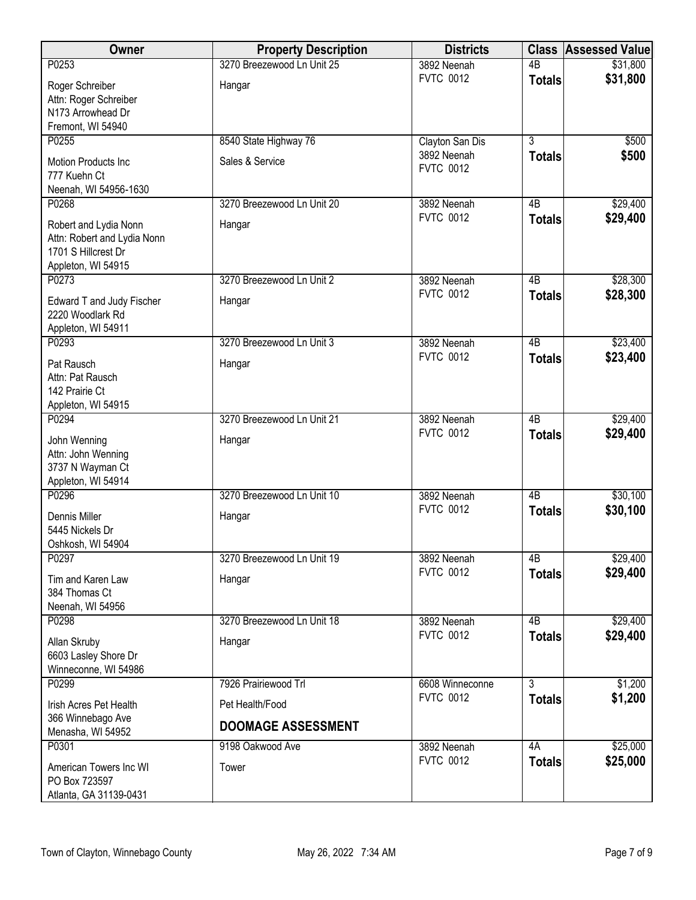| Owner | Property Description | Districts | Class | Assessed Value |
|---|---|---|---|---|
| P0253<br>Roger Schreiber<br>Attn: Roger Schreiber<br>N173 Arrowhead Dr<br>Fremont, WI 54940 | 3270 Breezewood Ln Unit 25<br>Hangar | 3892 Neenah<br>FVTC 0012 | 4B<br>**Totals** | $31,800<br>**$31,800** |
| P0255<br>Motion Products Inc<br>777 Kuehn Ct<br>Neenah, WI 54956-1630 | 8540 State Highway 76<br>Sales & Service | Clayton San Dis<br>3892 Neenah<br>FVTC 0012 | 3<br>**Totals** | $500<br>**$500** |
| P0268<br>Robert and Lydia Nonn<br>Attn: Robert and Lydia Nonn<br>1701 S Hillcrest Dr<br>Appleton, WI 54915 | 3270 Breezewood Ln Unit 20<br>Hangar | 3892 Neenah<br>FVTC 0012 | 4B<br>**Totals** | $29,400<br>**$29,400** |
| P0273<br>Edward T and Judy Fischer<br>2220 Woodlark Rd<br>Appleton, WI 54911 | 3270 Breezewood Ln Unit 2<br>Hangar | 3892 Neenah<br>FVTC 0012 | 4B<br>**Totals** | $28,300<br>**$28,300** |
| P0293<br>Pat Rausch<br>Attn: Pat Rausch<br>142 Prairie Ct<br>Appleton, WI 54915 | 3270 Breezewood Ln Unit 3<br>Hangar | 3892 Neenah<br>FVTC 0012 | 4B<br>**Totals** | $23,400<br>**$23,400** |
| P0294<br>John Wenning<br>Attn: John Wenning<br>3737 N Wayman Ct<br>Appleton, WI 54914 | 3270 Breezewood Ln Unit 21<br>Hangar | 3892 Neenah<br>FVTC 0012 | 4B<br>**Totals** | $29,400<br>**$29,400** |
| P0296<br>Dennis Miller<br>5445 Nickels Dr<br>Oshkosh, WI 54904 | 3270 Breezewood Ln Unit 10<br>Hangar | 3892 Neenah<br>FVTC 0012 | 4B<br>**Totals** | $30,100<br>**$30,100** |
| P0297<br>Tim and Karen Law<br>384 Thomas Ct<br>Neenah, WI 54956 | 3270 Breezewood Ln Unit 19<br>Hangar | 3892 Neenah<br>FVTC 0012 | 4B<br>**Totals** | $29,400<br>**$29,400** |
| P0298<br>Allan Skruby<br>6603 Lasley Shore Dr<br>Winneconne, WI 54986 | 3270 Breezewood Ln Unit 18<br>Hangar | 3892 Neenah<br>FVTC 0012 | 4B<br>**Totals** | $29,400<br>**$29,400** |
| P0299<br>Irish Acres Pet Health<br>366 Winnebago Ave<br>Menasha, WI 54952 | 7926 Prairiewood Trl<br>Pet Health/Food<br>**DOOMAGE ASSESSMENT** | 6608 Winneconne<br>FVTC 0012 | 3<br>**Totals** | $1,200<br>**$1,200** |
| P0301<br>American Towers Inc WI<br>PO Box 723597<br>Atlanta, GA 31139-0431 | 9198 Oakwood Ave<br>Tower | 3892 Neenah<br>FVTC 0012 | 4A<br>**Totals** | $25,000<br>**$25,000** |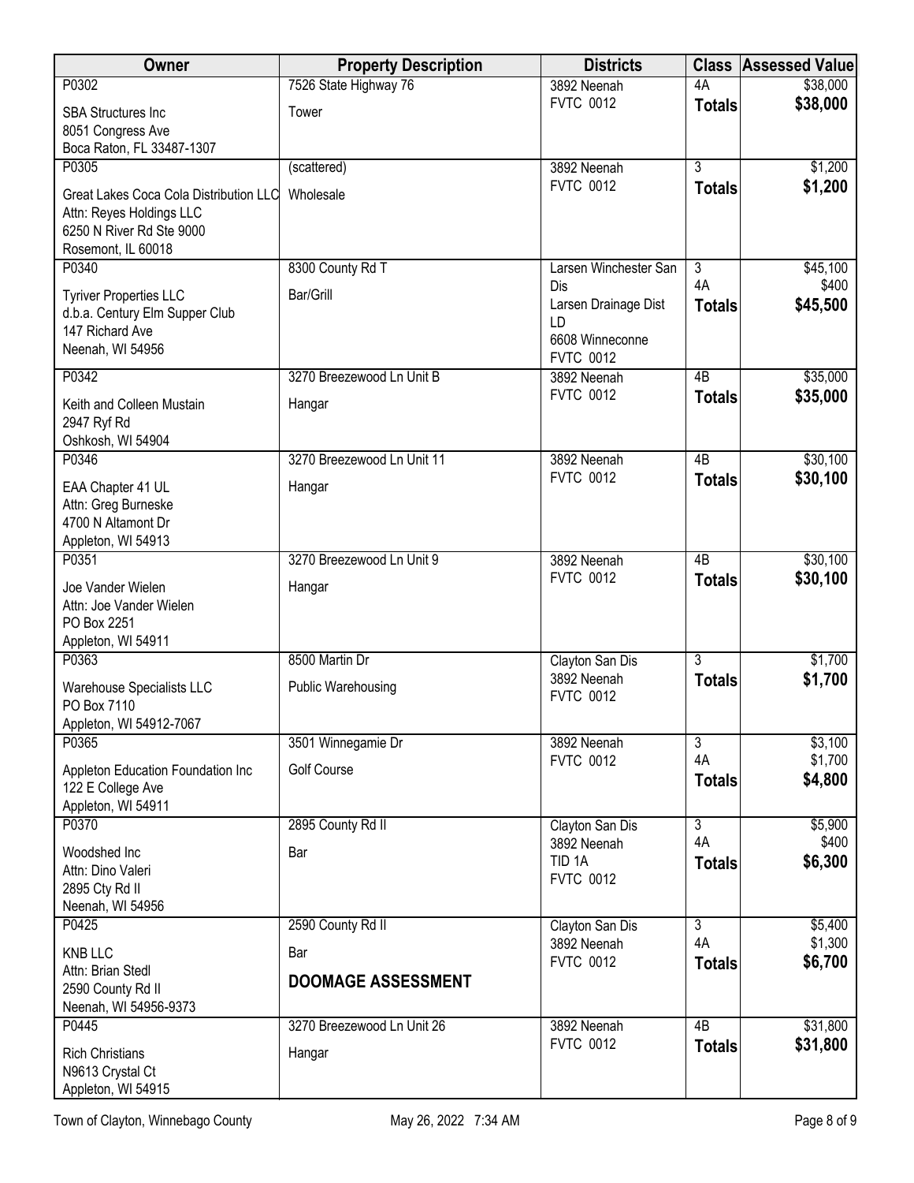| Owner | Property Description | Districts | Class | Assessed Value |
|---|---|---|---|---|
| P0302<br>SBA Structures Inc<br>8051 Congress Ave<br>Boca Raton, FL 33487-1307 | 7526 State Highway 76<br>Tower | 3892 Neenah<br>FVTC 0012 | 4A<br>**Totals** | $38,000<br>**$38,000** |
| P0305<br>Great Lakes Coca Cola Distribution LLC<br>Attn: Reyes Holdings LLC<br>6250 N River Rd Ste 9000<br>Rosemont, IL 60018 | (scattered)<br>Wholesale | 3892 Neenah<br>FVTC 0012 | 3<br>**Totals** | $1,200<br>**$1,200** |
| P0340<br>Tyriver Properties LLC<br>d.b.a. Century Elm Supper Club<br>147 Richard Ave<br>Neenah, WI 54956 | 8300 County Rd T<br>Bar/Grill | Larsen Winchester San Dis<br>Larsen Drainage Dist LD<br>6608 Winneconne<br>FVTC 0012 | 3<br>4A<br>**Totals** | $45,100<br>$400<br>**$45,500** |
| P0342<br>Keith and Colleen Mustain<br>2947 Ryf Rd<br>Oshkosh, WI 54904 | 3270 Breezewood Ln Unit B<br>Hangar | 3892 Neenah<br>FVTC 0012 | 4B<br>**Totals** | $35,000<br>**$35,000** |
| P0346<br>EAA Chapter 41 UL<br>Attn: Greg Burneske<br>4700 N Altamont Dr<br>Appleton, WI 54913 | 3270 Breezewood Ln Unit 11<br>Hangar | 3892 Neenah<br>FVTC 0012 | 4B<br>**Totals** | $30,100<br>**$30,100** |
| P0351<br>Joe Vander Wielen<br>Attn: Joe Vander Wielen<br>PO Box 2251<br>Appleton, WI 54911 | 3270 Breezewood Ln Unit 9<br>Hangar | 3892 Neenah<br>FVTC 0012 | 4B<br>**Totals** | $30,100<br>**$30,100** |
| P0363<br>Warehouse Specialists LLC<br>PO Box 7110<br>Appleton, WI 54912-7067 | 8500 Martin Dr<br>Public Warehousing | Clayton San Dis<br>3892 Neenah<br>FVTC 0012 | 3<br>**Totals** | $1,700<br>**$1,700** |
| P0365<br>Appleton Education Foundation Inc<br>122 E College Ave<br>Appleton, WI 54911 | 3501 Winnegamie Dr<br>Golf Course | 3892 Neenah<br>FVTC 0012 | 3<br>4A<br>**Totals** | $3,100<br>$1,700<br>**$4,800** |
| P0370<br>Woodshed Inc<br>Attn: Dino Valeri<br>2895 Cty Rd II<br>Neenah, WI 54956 | 2895 County Rd II<br>Bar | Clayton San Dis<br>3892 Neenah<br>TID 1A<br>FVTC 0012 | 3<br>4A<br>**Totals** | $5,900<br>$400<br>**$6,300** |
| P0425<br>KNB LLC<br>Attn: Brian Stedl<br>2590 County Rd II<br>Neenah, WI 54956-9373 | 2590 County Rd II<br>Bar<br>**DOOMAGE ASSESSMENT** | Clayton San Dis<br>3892 Neenah<br>FVTC 0012 | 3<br>4A<br>**Totals** | $5,400<br>$1,300<br>**$6,700** |
| P0445<br>Rich Christians<br>N9613 Crystal Ct<br>Appleton, WI 54915 | 3270 Breezewood Ln Unit 26<br>Hangar | 3892 Neenah<br>FVTC 0012 | 4B<br>**Totals** | $31,800<br>**$31,800** |

Town of Clayton, Winnebago County — May 26, 2022 7:34 AM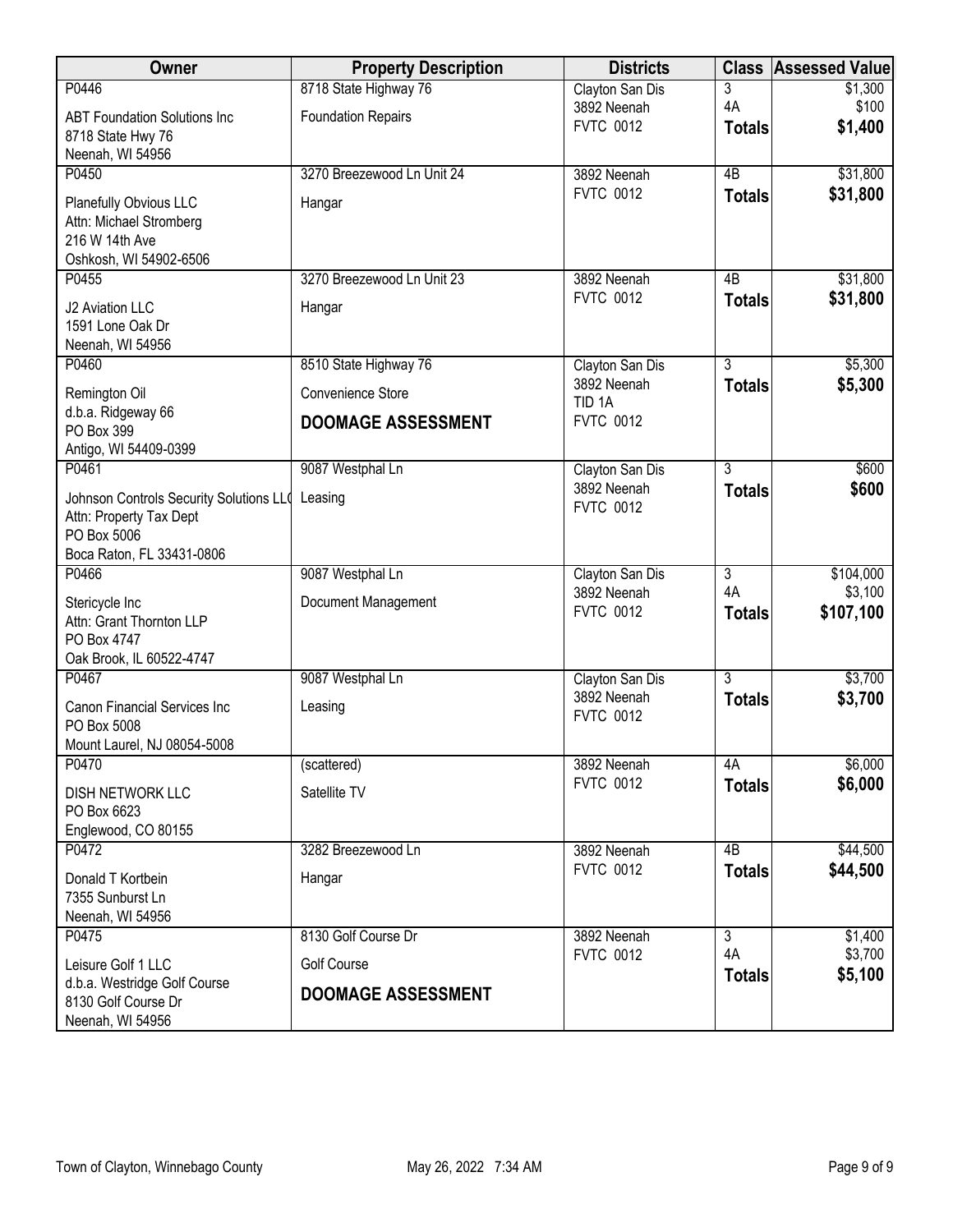| Owner | Property Description | Districts | Class | Assessed Value |
|---|---|---|---|---|
| P0446<br>ABT Foundation Solutions Inc<br>8718 State Hwy 76<br>Neenah, WI 54956 | 8718 State Highway 76<br>Foundation Repairs | Clayton San Dis<br>3892 Neenah<br>FVTC 0012 | 3<br>4A<br>**Totals** | $1,300<br>$100<br>**$1,400** |
| P0450<br>Planefully Obvious LLC<br>Attn: Michael Stromberg<br>216 W 14th Ave<br>Oshkosh, WI 54902-6506 | 3270 Breezewood Ln Unit 24<br>Hangar | 3892 Neenah<br>FVTC 0012 | 4B<br>**Totals** | $31,800<br>**$31,800** |
| P0455<br>J2 Aviation LLC<br>1591 Lone Oak Dr<br>Neenah, WI 54956 | 3270 Breezewood Ln Unit 23<br>Hangar | 3892 Neenah<br>FVTC 0012 | 4B<br>**Totals** | $31,800<br>**$31,800** |
| P0460<br>Remington Oil<br>d.b.a. Ridgeway 66<br>PO Box 399<br>Antigo, WI 54409-0399 | 8510 State Highway 76<br>Convenience Store<br>**DOOMAGE ASSESSMENT** | Clayton San Dis<br>3892 Neenah<br>TID 1A<br>FVTC 0012 | 3<br>**Totals** | $5,300<br>**$5,300** |
| P0461<br>Johnson Controls Security Solutions LLC<br>Attn: Property Tax Dept<br>PO Box 5006<br>Boca Raton, FL 33431-0806 | 9087 Westphal Ln<br>Leasing | Clayton San Dis<br>3892 Neenah<br>FVTC 0012 | 3<br>**Totals** | $600<br>**$600** |
| P0466<br>Stericycle Inc<br>Attn: Grant Thornton LLP<br>PO Box 4747<br>Oak Brook, IL 60522-4747 | 9087 Westphal Ln<br>Document Management | Clayton San Dis<br>3892 Neenah<br>FVTC 0012 | 3<br>4A<br>**Totals** | $104,000<br>$3,100<br>**$107,100** |
| P0467<br>Canon Financial Services Inc<br>PO Box 5008<br>Mount Laurel, NJ 08054-5008 | 9087 Westphal Ln<br>Leasing | Clayton San Dis<br>3892 Neenah<br>FVTC 0012 | 3<br>**Totals** | $3,700<br>**$3,700** |
| P0470<br>DISH NETWORK LLC<br>PO Box 6623<br>Englewood, CO 80155 | (scattered)<br>Satellite TV | 3892 Neenah<br>FVTC 0012 | 4A<br>**Totals** | $6,000<br>**$6,000** |
| P0472<br>Donald T Kortbein<br>7355 Sunburst Ln<br>Neenah, WI 54956 | 3282 Breezewood Ln<br>Hangar | 3892 Neenah<br>FVTC 0012 | 4B<br>**Totals** | $44,500<br>**$44,500** |
| P0475<br>Leisure Golf 1 LLC<br>d.b.a. Westridge Golf Course<br>8130 Golf Course Dr<br>Neenah, WI 54956 | 8130 Golf Course Dr<br>Golf Course<br>**DOOMAGE ASSESSMENT** | 3892 Neenah<br>FVTC 0012 | 3<br>4A<br>**Totals** | $1,400<br>$3,700<br>**$5,100** |